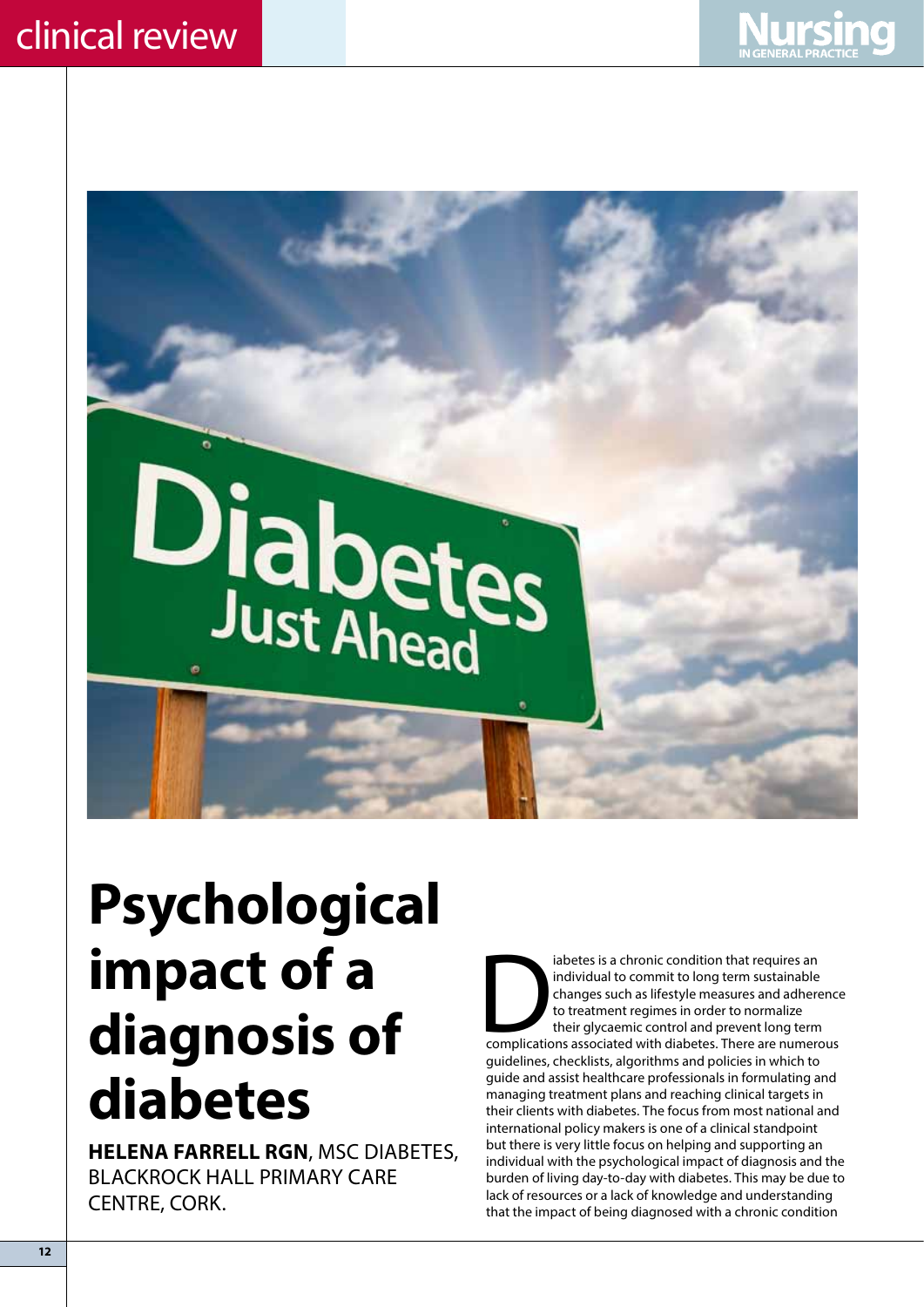# Psychological impact of a diagnosis of diabetes

**HELENA FARRELL RGN**, MSC DIABETES, BLACKROCK HALL PRIMARY CARE CENTRE, CORK.

Diabetes is a chronic condition that requires an individual to commit to long term sustainable changes such as lifestyle measures and adherence to treatment regimes in order to normalize their glycaemic control and prevent long term complications associated with diabetes. There are numerous guidelines, checklists, algorithms and policies in which to guide and assist healthcare professionals in formulating and managing treatment plans and reaching clinical targets in their clients with diabetes. The focus from most national and international policy makers is one of a clinical standpoint but there is very little focus on helping and supporting an individual with the psychological impact of diagnosis and the burden of living day-to-day with diabetes. This may be due to lack of resources or a lack of knowledge and understanding that the impact of being diagnosed with a chronic condition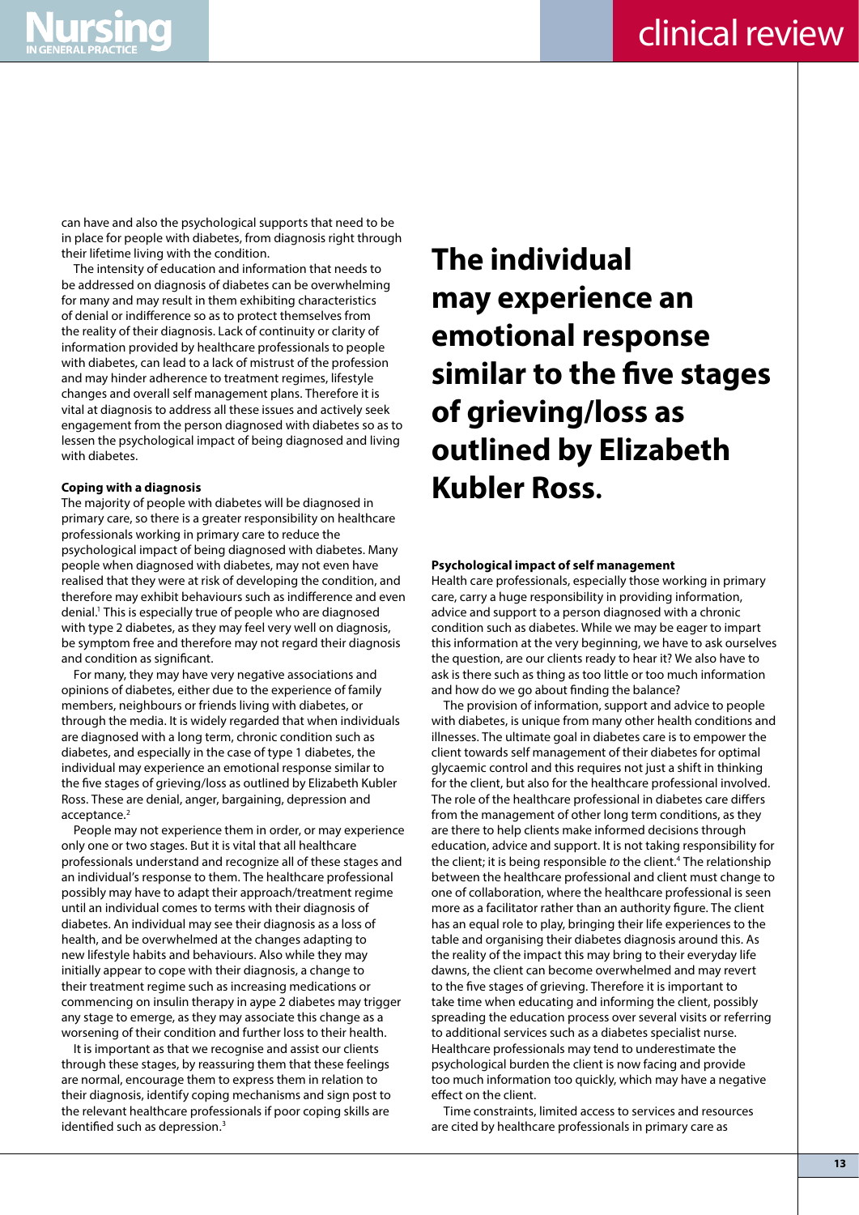can have and also the psychological supports that need to be in place for people with diabetes, from diagnosis right through their lifetime living with the condition.

The intensity of education and information that needs to be addressed on diagnosis of diabetes can be overwhelming for many and may result in them exhibiting characteristics of denial or indifference so as to protect themselves from the reality of their diagnosis. Lack of continuity or clarity of information provided by healthcare professionals to people with diabetes, can lead to a lack of mistrust of the profession and may hinder adherence to treatment regimes, lifestyle changes and overall self management plans. Therefore it is vital at diagnosis to address all these issues and actively seek engagement from the person diagnosed with diabetes so as to lessen the psychological impact of being diagnosed and living with diabetes.

#### Coping with a diagnosis

The majority of people with diabetes will be diagnosed in primary care, so there is a greater responsibility on healthcare professionals working in primary care to reduce the psychological impact of being diagnosed with diabetes. Many people when diagnosed with diabetes, may not even have realised that they were at risk of developing the condition, and therefore may exhibit behaviours such as indifference and even denial.[1] This is especially true of people who are diagnosed with type 2 diabetes, as they may feel very well on diagnosis, be symptom free and therefore may not regard their diagnosis and condition as significant.

For many, they may have very negative associations and opinions of diabetes, either due to the experience of family members, neighbours or friends living with diabetes, or through the media. It is widely regarded that when individuals are diagnosed with a long term, chronic condition such as diabetes, and especially in the case of type 1 diabetes, the individual may experience an emotional response similar to the five stages of grieving/loss as outlined by Elizabeth Kubler Ross. These are denial, anger, bargaining, depression and acceptance.[2]

People may not experience them in order, or may experience only one or two stages. But it is vital that all healthcare professionals understand and recognize all of these stages and an individual's response to them. The healthcare professional possibly may have to adapt their approach/treatment regime until an individual comes to terms with their diagnosis of diabetes. An individual may see their diagnosis as a loss of health, and be overwhelmed at the changes adapting to new lifestyle habits and behaviours. Also while they may initially appear to cope with their diagnosis, a change to their treatment regime such as increasing medications or commencing on insulin therapy in aype 2 diabetes may trigger any stage to emerge, as they may associate this change as a worsening of their condition and further loss to their health.

It is important as that we recognise and assist our clients through these stages, by reassuring them that these feelings are normal, encourage them to express them in relation to their diagnosis, identify coping mechanisms and sign post to the relevant healthcare professionals if poor coping skills are identified such as depression.[3]

**The individual may experience an emotional response similar to the five stages of grieving/loss as outlined by Elizabeth Kubler Ross.**

#### Psychological impact of self management

Health care professionals, especially those working in primary care, carry a huge responsibility in providing information, advice and support to a person diagnosed with a chronic condition such as diabetes. While we may be eager to impart this information at the very beginning, we have to ask ourselves the question, are our clients ready to hear it? We also have to ask is there such as thing as too little or too much information and how do we go about finding the balance?

The provision of information, support and advice to people with diabetes, is unique from many other health conditions and illnesses. The ultimate goal in diabetes care is to empower the client towards self management of their diabetes for optimal glycaemic control and this requires not just a shift in thinking for the client, but also for the healthcare professional involved. The role of the healthcare professional in diabetes care differs from the management of other long term conditions, as they are there to help clients make informed decisions through education, advice and support. It is not taking responsibility for the client; it is being responsible *to* the client.[4] The relationship between the healthcare professional and client must change to one of collaboration, where the healthcare professional is seen more as a facilitator rather than an authority figure. The client has an equal role to play, bringing their life experiences to the table and organising their diabetes diagnosis around this. As the reality of the impact this may bring to their everyday life dawns, the client can become overwhelmed and may revert to the five stages of grieving. Therefore it is important to take time when educating and informing the client, possibly spreading the education process over several visits or referring to additional services such as a diabetes specialist nurse. Healthcare professionals may tend to underestimate the psychological burden the client is now facing and provide too much information too quickly, which may have a negative effect on the client.

Time constraints, limited access to services and resources are cited by healthcare professionals in primary care as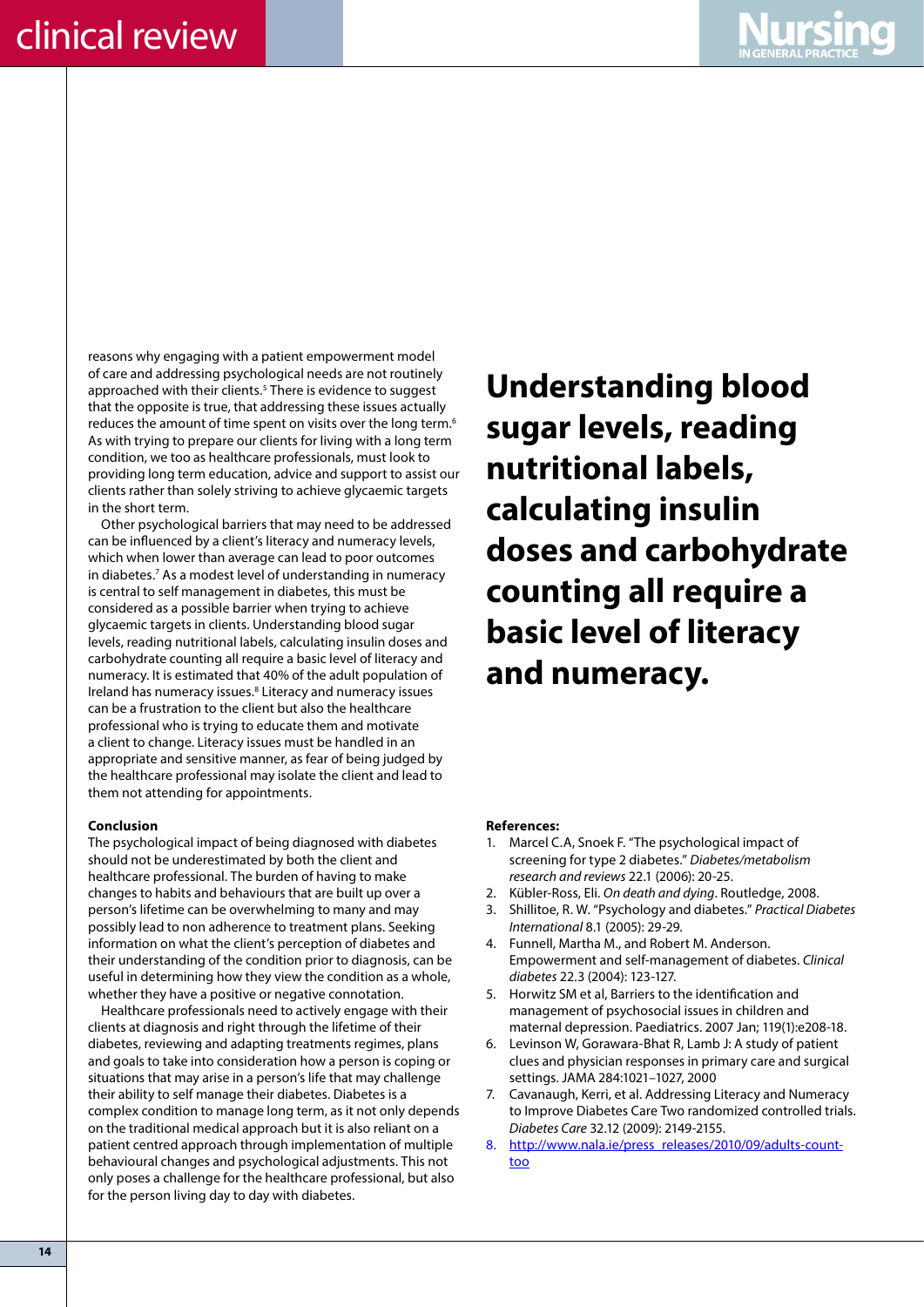reasons why engaging with a patient empowerment model of care and addressing psychological needs are not routinely approached with their clients.[5] There is evidence to suggest that the opposite is true, that addressing these issues actually reduces the amount of time spent on visits over the long term.[6] As with trying to prepare our clients for living with a long term condition, we too as healthcare professionals, must look to providing long term education, advice and support to assist our clients rather than solely striving to achieve glycaemic targets in the short term.

Other psychological barriers that may need to be addressed can be influenced by a client's literacy and numeracy levels, which when lower than average can lead to poor outcomes in diabetes.[7] As a modest level of understanding in numeracy is central to self management in diabetes, this must be considered as a possible barrier when trying to achieve glycaemic targets in clients. Understanding blood sugar levels, reading nutritional labels, calculating insulin doses and carbohydrate counting all require a basic level of literacy and numeracy. It is estimated that 40% of the adult population of Ireland has numeracy issues.[8] Literacy and numeracy issues can be a frustration to the client but also the healthcare professional who is trying to educate them and motivate a client to change. Literacy issues must be handled in an appropriate and sensitive manner, as fear of being judged by the healthcare professional may isolate the client and lead to them not attending for appointments.

**Understanding blood sugar levels, reading nutritional labels, calculating insulin doses and carbohydrate counting all require a basic level of literacy and numeracy.**

**Conclusion**

The psychological impact of being diagnosed with diabetes should not be underestimated by both the client and healthcare professional. The burden of having to make changes to habits and behaviours that are built up over a person's lifetime can be overwhelming to many and may possibly lead to non adherence to treatment plans. Seeking information on what the client's perception of diabetes and their understanding of the condition prior to diagnosis, can be useful in determining how they view the condition as a whole, whether they have a positive or negative connotation.

Healthcare professionals need to actively engage with their clients at diagnosis and right through the lifetime of their diabetes, reviewing and adapting treatments regimes, plans and goals to take into consideration how a person is coping or situations that may arise in a person's life that may challenge their ability to self manage their diabetes. Diabetes is a complex condition to manage long term, as it not only depends on the traditional medical approach but it is also reliant on a patient centred approach through implementation of multiple behavioural changes and psychological adjustments. This not only poses a challenge for the healthcare professional, but also for the person living day to day with diabetes.

**References:**

1. Marcel C.A, Snoek F. "The psychological impact of screening for type 2 diabetes." *Diabetes/metabolism research and reviews* 22.1 (2006): 20-25.
2. Kübler-Ross, Eli. *On death and dying*. Routledge, 2008.
3. Shillitoe, R. W. "Psychology and diabetes." *Practical Diabetes International* 8.1 (2005): 29-29.
4. Funnell, Martha M., and Robert M. Anderson. Empowerment and self-management of diabetes. *Clinical diabetes* 22.3 (2004): 123-127.
5. Horwitz SM et al, Barriers to the identification and management of psychosocial issues in children and maternal depression. Paediatrics. 2007 Jan; 119(1):e208-18.
6. Levinson W, Gorawara-Bhat R, Lamb J: A study of patient clues and physician responses in primary care and surgical settings. JAMA 284:1021–1027, 2000
7. Cavanaugh, Kerri, et al. Addressing Literacy and Numeracy to Improve Diabetes Care Two randomized controlled trials. *Diabetes Care* 32.12 (2009): 2149-2155.
8. http://www.nala.ie/press_releases/2010/09/adults-count-too